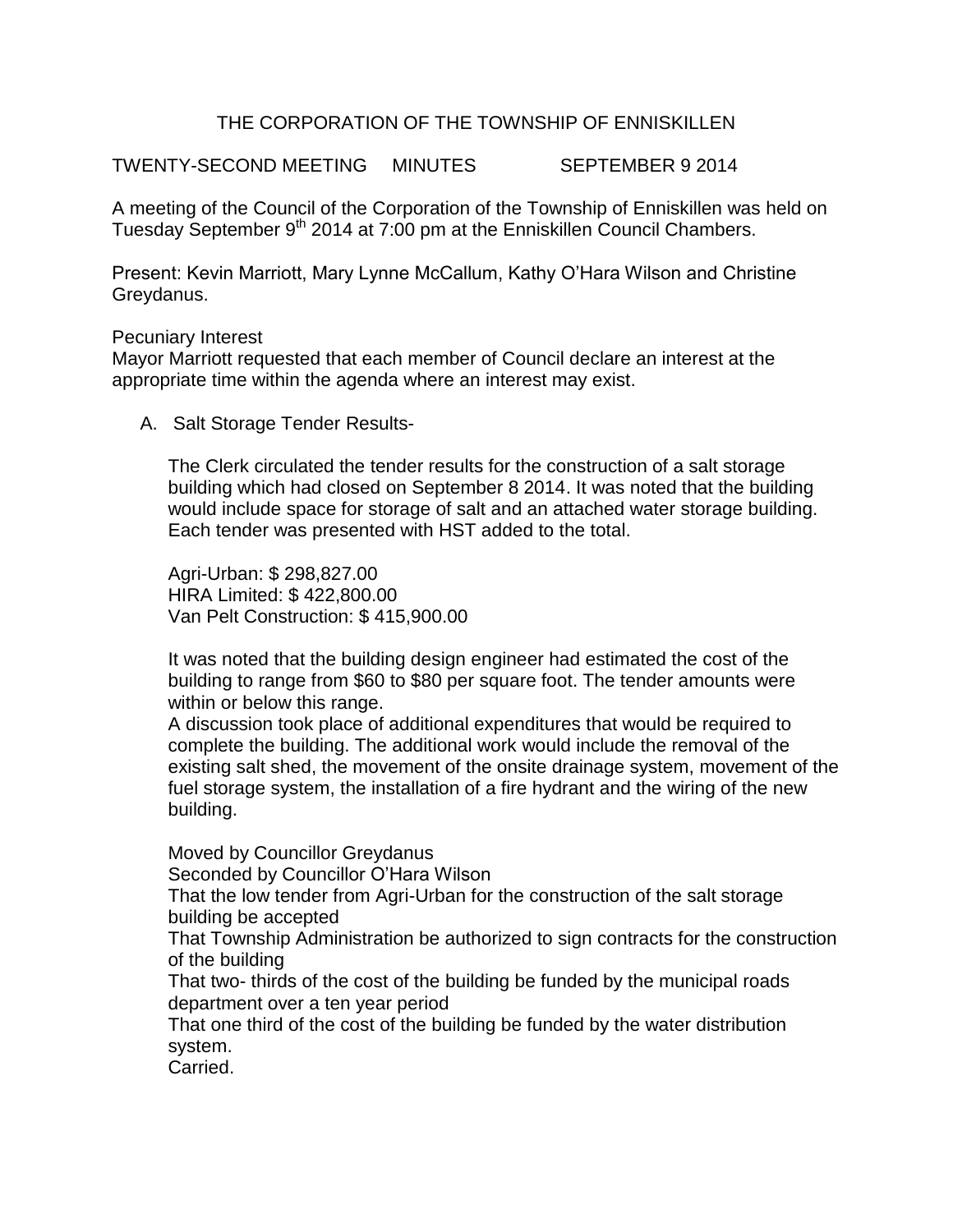# THE CORPORATION OF THE TOWNSHIP OF ENNISKILLEN

TWENTY-SECOND MEETING     MINUTES     SEPTEMBER 9 2014

A meeting of the Council of the Corporation of the Township of Enniskillen was held on Tuesday September 9th 2014 at 7:00 pm at the Enniskillen Council Chambers.

Present: Kevin Marriott, Mary Lynne McCallum, Kathy O'Hara Wilson and Christine Greydanus.

Pecuniary Interest
Mayor Marriott requested that each member of Council declare an interest at the appropriate time within the agenda where an interest may exist.

A. Salt Storage Tender Results-

   The Clerk circulated the tender results for the construction of a salt storage building which had closed on September 8 2014. It was noted that the building would include space for storage of salt and an attached water storage building. Each tender was presented with HST added to the total.

   Agri-Urban: $ 298,827.00
   HIRA Limited: $ 422,800.00
   Van Pelt Construction: $ 415,900.00

   It was noted that the building design engineer had estimated the cost of the building to range from $60 to $80 per square foot. The tender amounts were within or below this range.
   A discussion took place of additional expenditures that would be required to complete the building. The additional work would include the removal of the existing salt shed, the movement of the onsite drainage system, movement of the fuel storage system, the installation of a fire hydrant and the wiring of the new building.

   Moved by Councillor Greydanus
   Seconded by Councillor O'Hara Wilson
   That the low tender from Agri-Urban for the construction of the salt storage building be accepted
   That Township Administration be authorized to sign contracts for the construction of the building
   That two- thirds of the cost of the building be funded by the municipal roads department over a ten year period
   That one third of the cost of the building be funded by the water distribution system.
   Carried.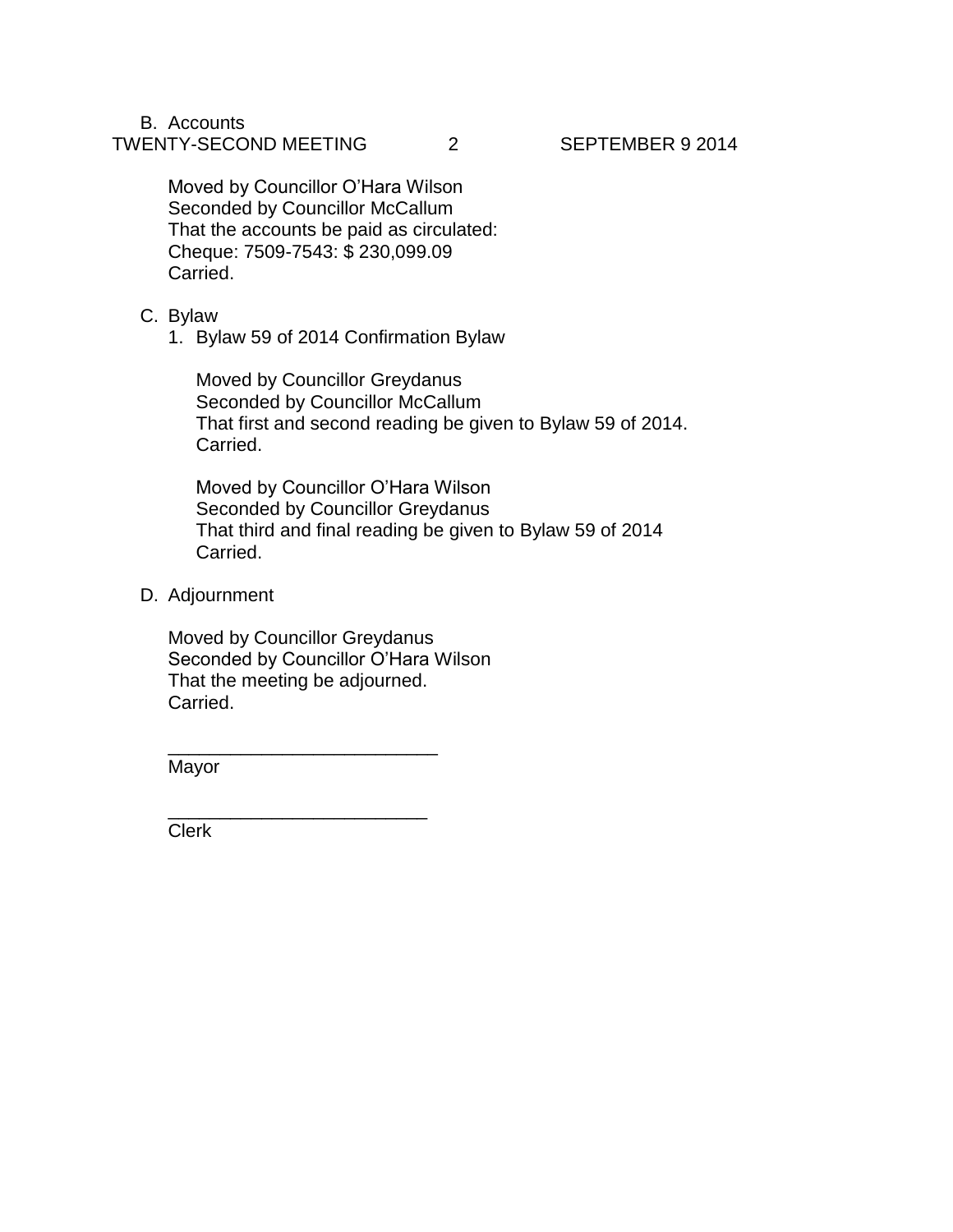B. Accounts

Moved by Councillor O'Hara Wilson
Seconded by Councillor McCallum
That the accounts be paid as circulated:
Cheque: 7509-7543: $ 230,099.09
Carried.

C. Bylaw

1. Bylaw 59 of 2014 Confirmation Bylaw

   Moved by Councillor Greydanus
   Seconded by Councillor McCallum
   That first and second reading be given to Bylaw 59 of 2014.
   Carried.

   Moved by Councillor O'Hara Wilson
   Seconded by Councillor Greydanus
   That third and final reading be given to Bylaw 59 of 2014
   Carried.

D. Adjournment

Moved by Councillor Greydanus
Seconded by Councillor O'Hara Wilson
That the meeting be adjourned.
Carried.

__________________________
Mayor

_________________________
Clerk